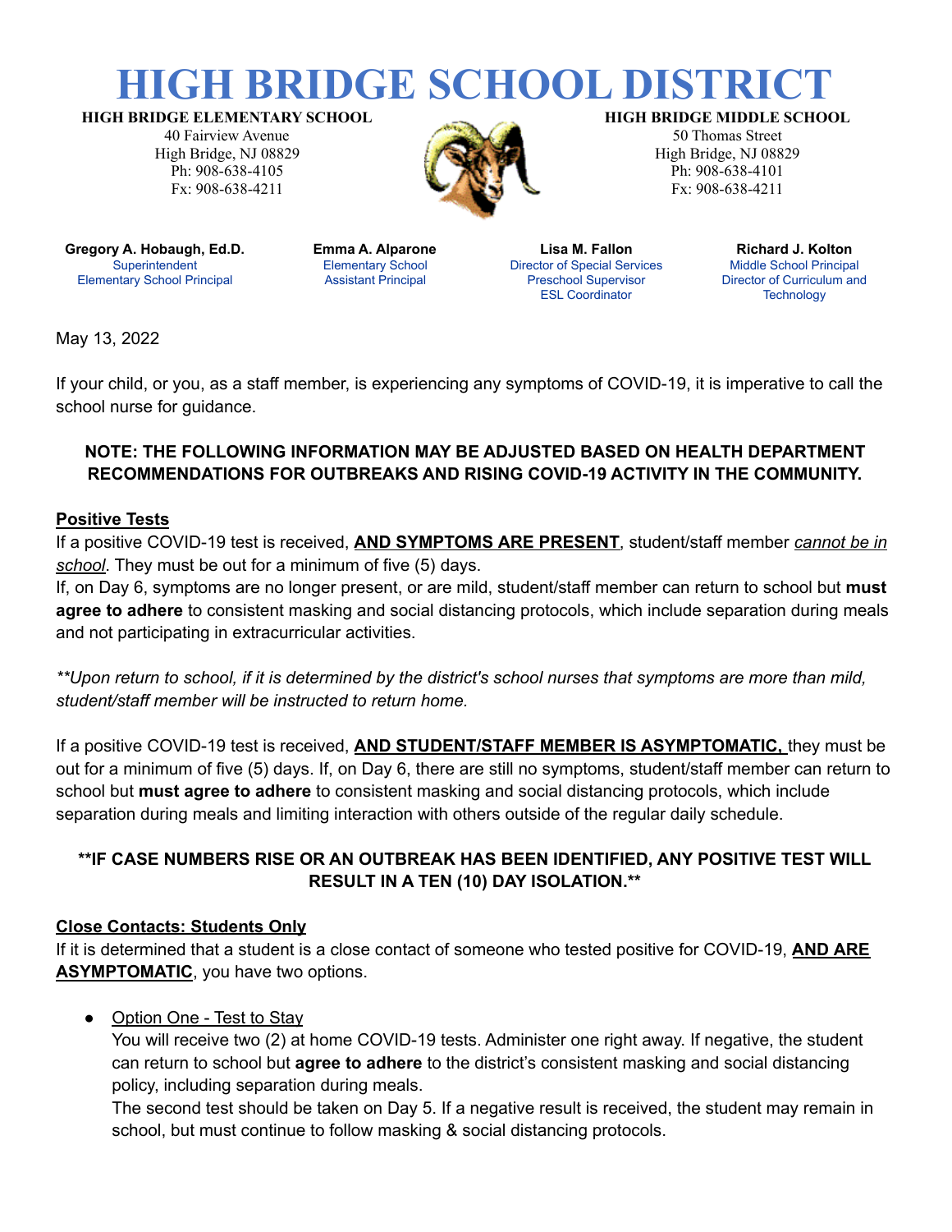# HIGH BRIDGE SCHOOL DISTRICT

**HIGH BRIDGE ELEMENTARY SCHOOL**
40 Fairview Avenue
High Bridge, NJ 08829
Ph: 908-638-4105
Fx: 908-638-4211

**HIGH BRIDGE MIDDLE SCHOOL**
50 Thomas Street
High Bridge, NJ 08829
Ph: 908-638-4101
Fx: 908-638-4211

**Gregory A. Hobaugh, Ed.D.**
Superintendent
Elementary School Principal

**Emma A. Alparone**
Elementary School
Assistant Principal

**Lisa M. Fallon**
Director of Special Services
Preschool Supervisor
ESL Coordinator

**Richard J. Kolton**
Middle School Principal
Director of Curriculum and Technology

May 13, 2022

If your child, or you, as a staff member, is experiencing any symptoms of COVID-19, it is imperative to call the school nurse for guidance.

**NOTE: THE FOLLOWING INFORMATION MAY BE ADJUSTED BASED ON HEALTH DEPARTMENT RECOMMENDATIONS FOR OUTBREAKS AND RISING COVID-19 ACTIVITY IN THE COMMUNITY.**

**Positive Tests**

If a positive COVID-19 test is received, **AND SYMPTOMS ARE PRESENT**, student/staff member *cannot be in school*. They must be out for a minimum of five (5) days.
If, on Day 6, symptoms are no longer present, or are mild, student/staff member can return to school but **must agree to adhere** to consistent masking and social distancing protocols, which include separation during meals and not participating in extracurricular activities.

*\*\*Upon return to school, if it is determined by the district's school nurses that symptoms are more than mild, student/staff member will be instructed to return home.*

If a positive COVID-19 test is received, **AND STUDENT/STAFF MEMBER IS ASYMPTOMATIC,** they must be out for a minimum of five (5) days. If, on Day 6, there are still no symptoms, student/staff member can return to school but **must agree to adhere** to consistent masking and social distancing protocols, which include separation during meals and limiting interaction with others outside of the regular daily schedule.

**\*\*IF CASE NUMBERS RISE OR AN OUTBREAK HAS BEEN IDENTIFIED, ANY POSITIVE TEST WILL RESULT IN A TEN (10) DAY ISOLATION.\*\***

**Close Contacts: Students Only**

If it is determined that a student is a close contact of someone who tested positive for COVID-19, **AND ARE ASYMPTOMATIC**, you have two options.

- Option One - Test to Stay
  You will receive two (2) at home COVID-19 tests. Administer one right away. If negative, the student can return to school but **agree to adhere** to the district's consistent masking and social distancing policy, including separation during meals.
  The second test should be taken on Day 5. If a negative result is received, the student may remain in school, but must continue to follow masking & social distancing protocols.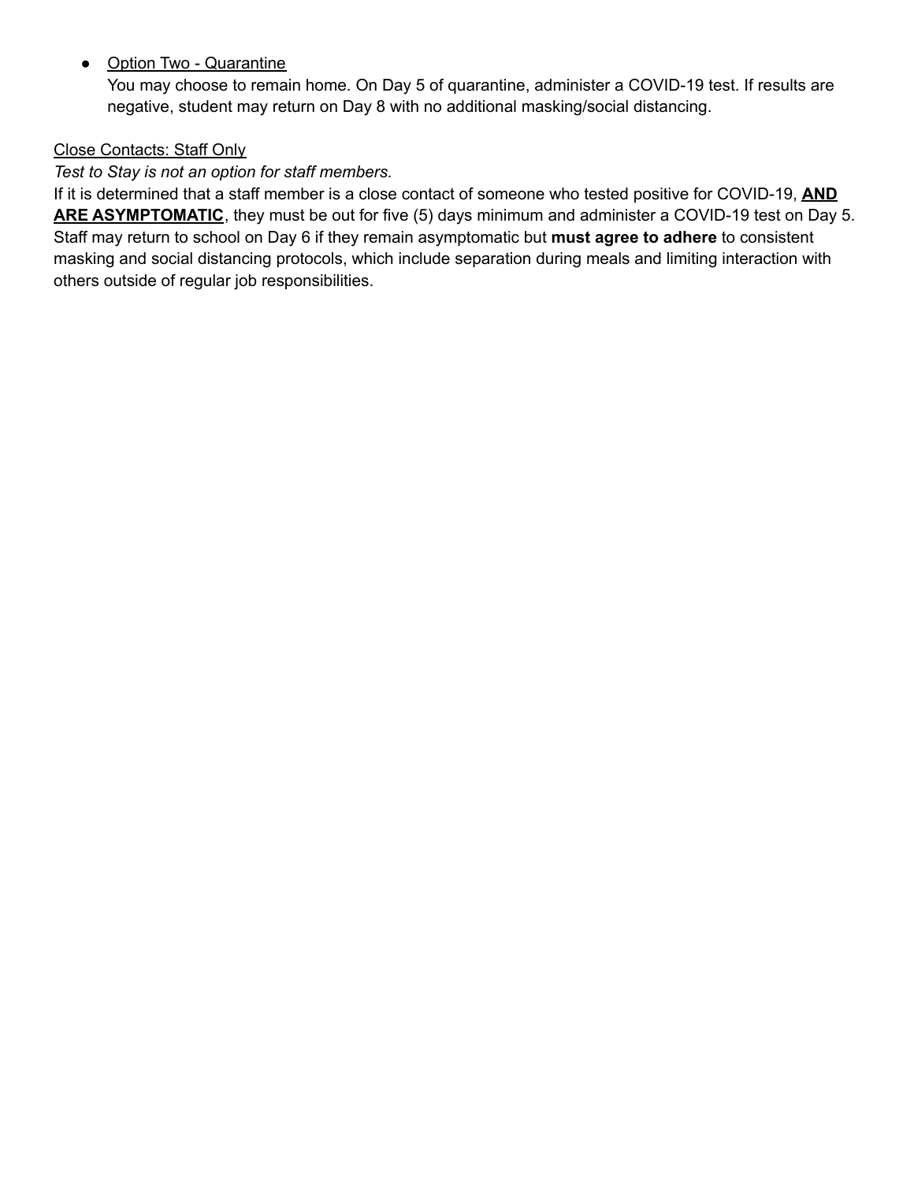- Option Two - Quarantine

  You may choose to remain home. On Day 5 of quarantine, administer a COVID-19 test. If results are negative, student may return on Day 8 with no additional masking/social distancing.

Close Contacts: Staff Only

*Test to Stay is not an option for staff members.*

If it is determined that a staff member is a close contact of someone who tested positive for COVID-19, **AND ARE ASYMPTOMATIC**, they must be out for five (5) days minimum and administer a COVID-19 test on Day 5. Staff may return to school on Day 6 if they remain asymptomatic but **must agree to adhere** to consistent masking and social distancing protocols, which include separation during meals and limiting interaction with others outside of regular job responsibilities.